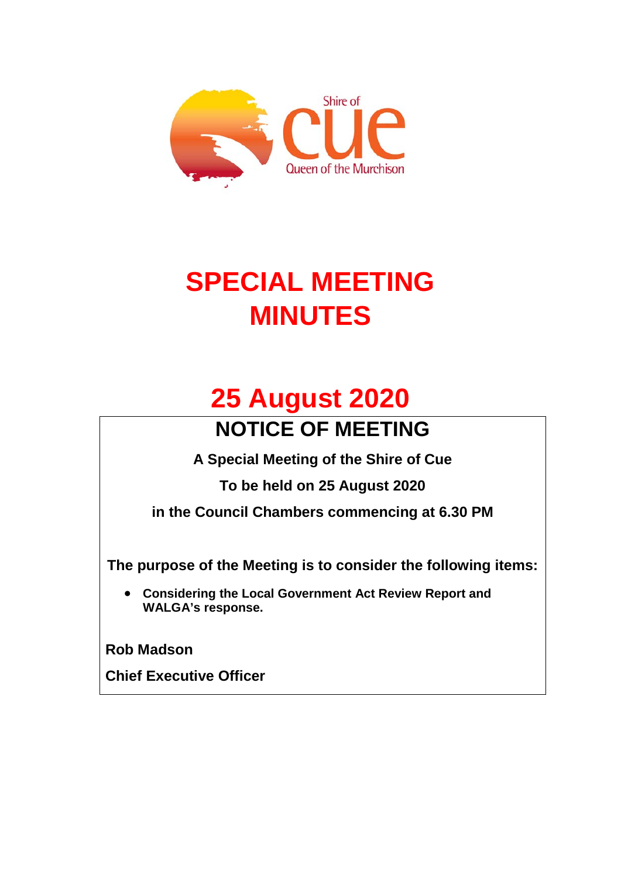Shire of

cue

Queen of the Murchison

# SPECIAL MEETING MINUTES

# 25 August 2020

## NOTICE OF MEETING

**A Special Meeting of the Shire of Cue**

**To be held on 25 August 2020**

**in the Council Chambers commencing at 6.30 PM**

**The purpose of the Meeting is to consider the following items:**

- **Considering the Local Government Act Review Report and WALGA's response.**

**Rob Madson**

**Chief Executive Officer**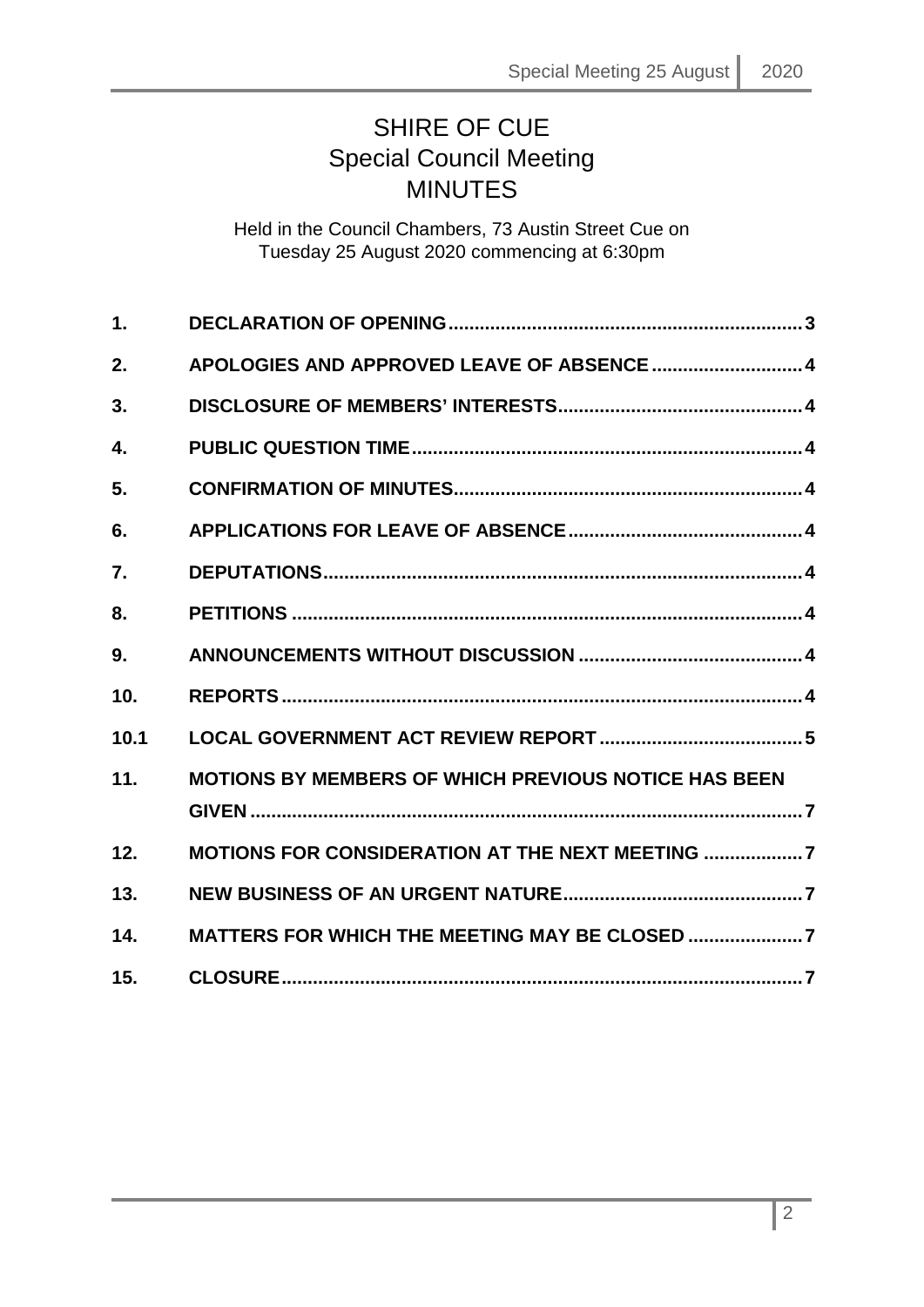# SHIRE OF CUE
## Special Council Meeting
## MINUTES

Held in the Council Chambers, 73 Austin Street Cue on
Tuesday 25 August 2020 commencing at 6:30pm

| | | |
|---|---|---|
| 1. | DECLARATION OF OPENING | 3 |
| 2. | APOLOGIES AND APPROVED LEAVE OF ABSENCE | 4 |
| 3. | DISCLOSURE OF MEMBERS' INTERESTS | 4 |
| 4. | PUBLIC QUESTION TIME | 4 |
| 5. | CONFIRMATION OF MINUTES | 4 |
| 6. | APPLICATIONS FOR LEAVE OF ABSENCE | 4 |
| 7. | DEPUTATIONS | 4 |
| 8. | PETITIONS | 4 |
| 9. | ANNOUNCEMENTS WITHOUT DISCUSSION | 4 |
| 10. | REPORTS | 4 |
| 10.1 | LOCAL GOVERNMENT ACT REVIEW REPORT | 5 |
| 11. | MOTIONS BY MEMBERS OF WHICH PREVIOUS NOTICE HAS BEEN GIVEN | 7 |
| 12. | MOTIONS FOR CONSIDERATION AT THE NEXT MEETING | 7 |
| 13. | NEW BUSINESS OF AN URGENT NATURE | 7 |
| 14. | MATTERS FOR WHICH THE MEETING MAY BE CLOSED | 7 |
| 15. | CLOSURE | 7 |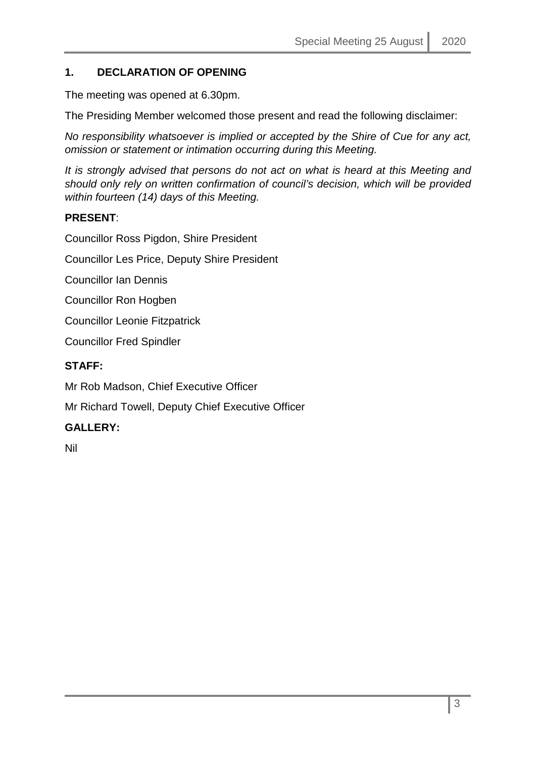## 1. DECLARATION OF OPENING

The meeting was opened at 6.30pm.

The Presiding Member welcomed those present and read the following disclaimer:

*No responsibility whatsoever is implied or accepted by the Shire of Cue for any act, omission or statement or intimation occurring during this Meeting.*

*It is strongly advised that persons do not act on what is heard at this Meeting and should only rely on written confirmation of council's decision, which will be provided within fourteen (14) days of this Meeting.*

**PRESENT**:

Councillor Ross Pigdon, Shire President

Councillor Les Price, Deputy Shire President

Councillor Ian Dennis

Councillor Ron Hogben

Councillor Leonie Fitzpatrick

Councillor Fred Spindler

**STAFF:**

Mr Rob Madson, Chief Executive Officer

Mr Richard Towell, Deputy Chief Executive Officer

**GALLERY:**

Nil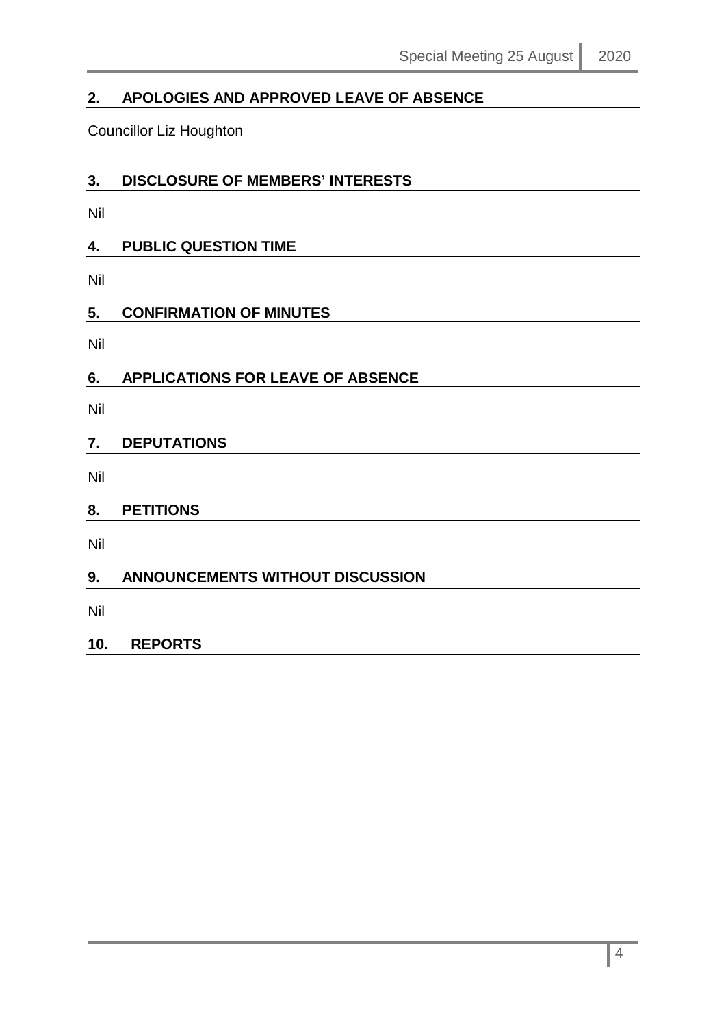## 2. APOLOGIES AND APPROVED LEAVE OF ABSENCE

Councillor Liz Houghton

## 3. DISCLOSURE OF MEMBERS' INTERESTS

Nil

## 4. PUBLIC QUESTION TIME

Nil

## 5. CONFIRMATION OF MINUTES

Nil

## 6. APPLICATIONS FOR LEAVE OF ABSENCE

Nil

## 7. DEPUTATIONS

Nil

## 8. PETITIONS

Nil

## 9. ANNOUNCEMENTS WITHOUT DISCUSSION

Nil

## 10. REPORTS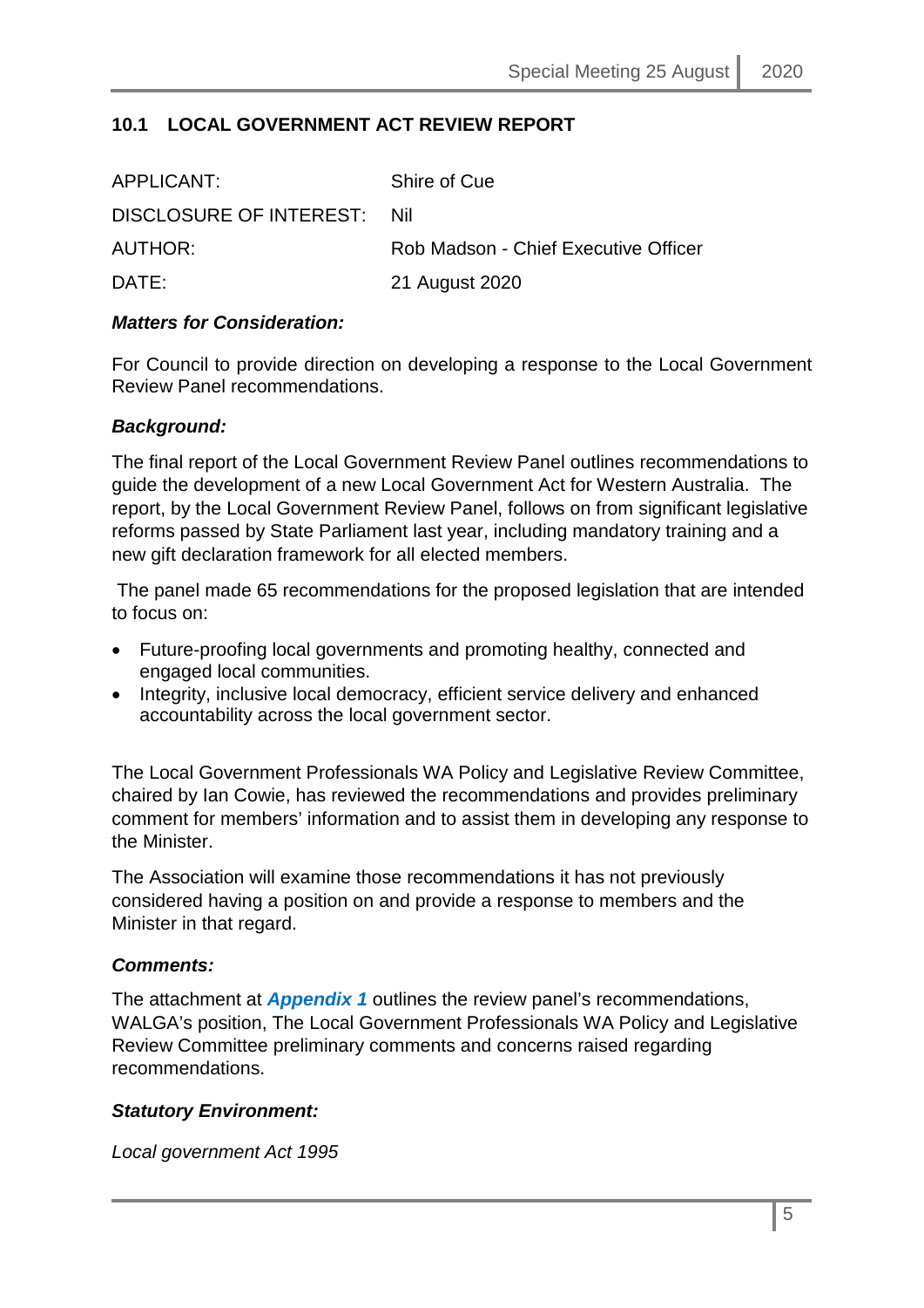## 10.1 LOCAL GOVERNMENT ACT REVIEW REPORT

| | |
|---|---|
| APPLICANT: | Shire of Cue |
| DISCLOSURE OF INTEREST: | Nil |
| AUTHOR: | Rob Madson - Chief Executive Officer |
| DATE: | 21 August 2020 |

***Matters for Consideration:***

For Council to provide direction on developing a response to the Local Government Review Panel recommendations.

***Background:***

The final report of the Local Government Review Panel outlines recommendations to guide the development of a new Local Government Act for Western Australia. The report, by the Local Government Review Panel, follows on from significant legislative reforms passed by State Parliament last year, including mandatory training and a new gift declaration framework for all elected members.

The panel made 65 recommendations for the proposed legislation that are intended to focus on:

- Future-proofing local governments and promoting healthy, connected and engaged local communities.
- Integrity, inclusive local democracy, efficient service delivery and enhanced accountability across the local government sector.

The Local Government Professionals WA Policy and Legislative Review Committee, chaired by Ian Cowie, has reviewed the recommendations and provides preliminary comment for members' information and to assist them in developing any response to the Minister.

The Association will examine those recommendations it has not previously considered having a position on and provide a response to members and the Minister in that regard.

***Comments:***

The attachment at ***Appendix 1*** outlines the review panel's recommendations, WALGA's position, The Local Government Professionals WA Policy and Legislative Review Committee preliminary comments and concerns raised regarding recommendations.

***Statutory Environment:***

*Local government Act 1995*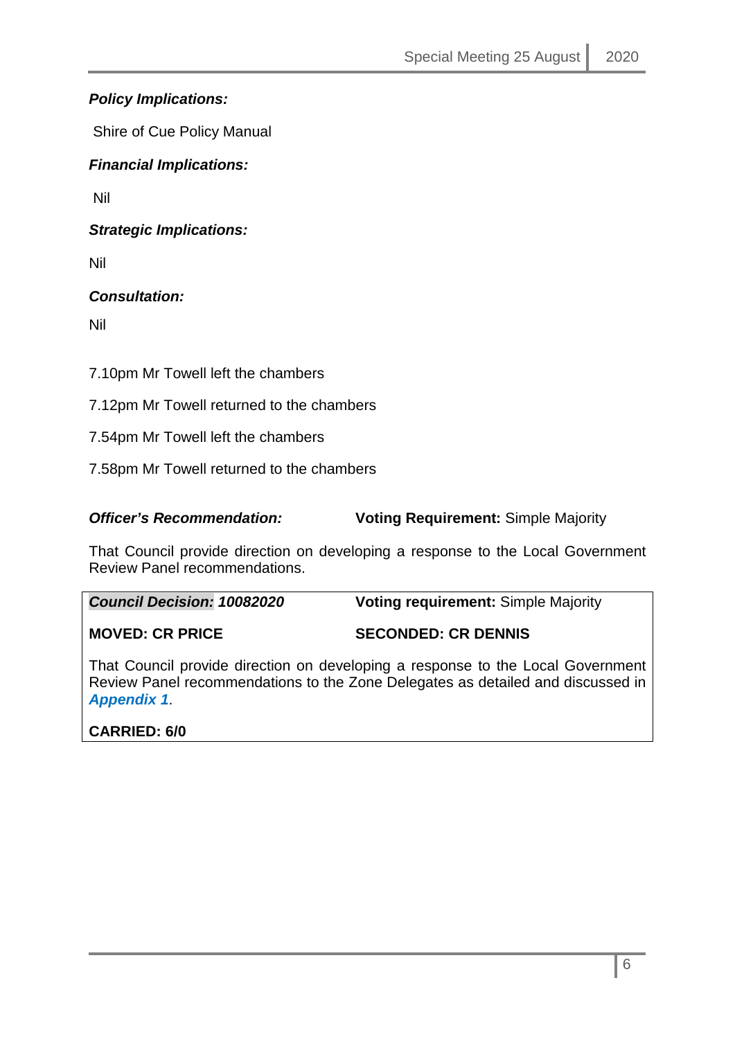***Policy Implications:***

Shire of Cue Policy Manual

***Financial Implications:***

Nil

***Strategic Implications:***

Nil

***Consultation:***

Nil

7.10pm Mr Towell left the chambers

7.12pm Mr Towell returned to the chambers

7.54pm Mr Towell left the chambers

7.58pm Mr Towell returned to the chambers

***Officer's Recommendation:*** **Voting Requirement:** Simple Majority

That Council provide direction on developing a response to the Local Government Review Panel recommendations.

***Council Decision: 10082020*** **Voting requirement:** Simple Majority

**MOVED: CR PRICE** **SECONDED: CR DENNIS**

That Council provide direction on developing a response to the Local Government Review Panel recommendations to the Zone Delegates as detailed and discussed in ***Appendix 1***.

**CARRIED: 6/0**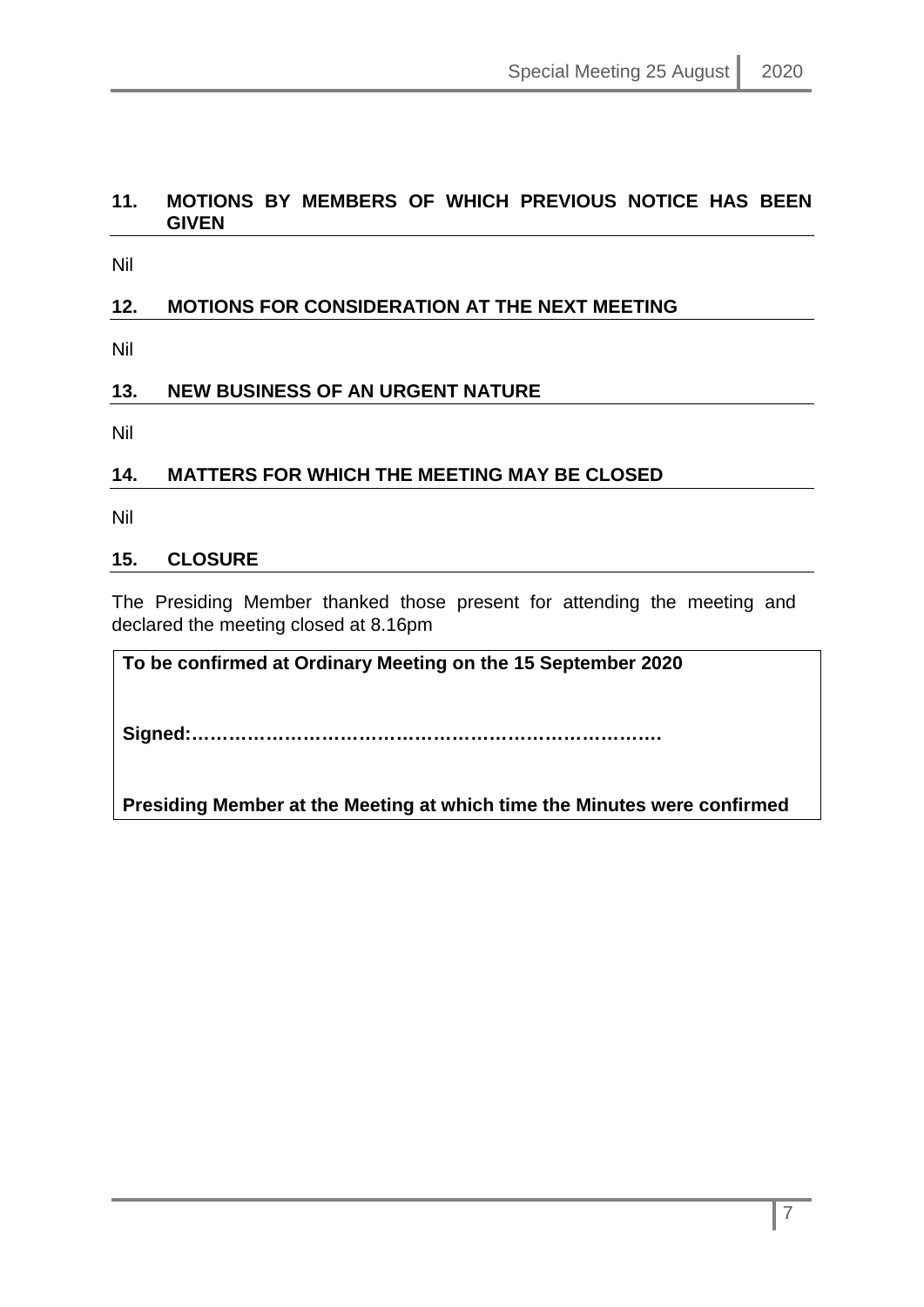## 11. MOTIONS BY MEMBERS OF WHICH PREVIOUS NOTICE HAS BEEN GIVEN

Nil

## 12. MOTIONS FOR CONSIDERATION AT THE NEXT MEETING

Nil

## 13. NEW BUSINESS OF AN URGENT NATURE

Nil

## 14. MATTERS FOR WHICH THE MEETING MAY BE CLOSED

Nil

## 15. CLOSURE

The Presiding Member thanked those present for attending the meeting and declared the meeting closed at 8.16pm

**To be confirmed at Ordinary Meeting on the 15 September 2020**

**Signed:…………………………………………………………………**

**Presiding Member at the Meeting at which time the Minutes were confirmed**